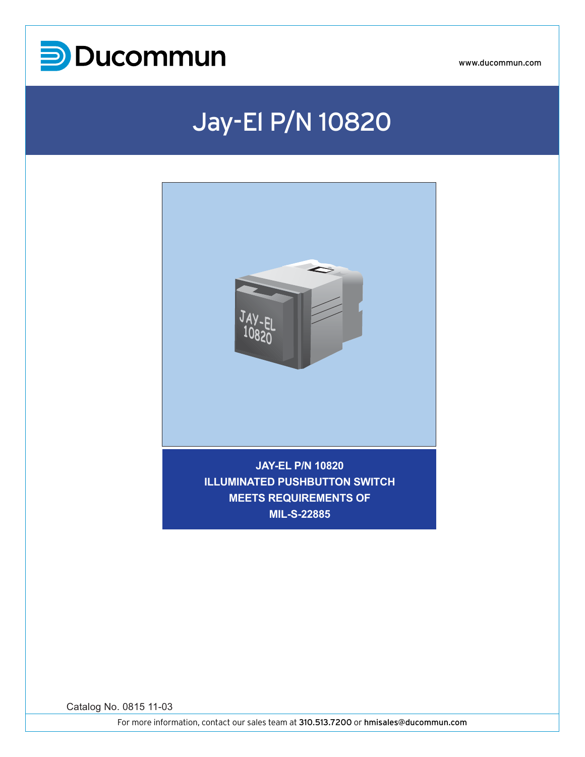Ducommun

www.ducommun.com

# Jay-El P/N 10820

**JAY-EL P/N 10820**
**ILLUMINATED PUSHBUTTON SWITCH**
**MEETS REQUIREMENTS OF**
**MIL-S-22885**

Catalog No. 0815 11-03

For more information, contact our sales team at 310.513.7200 or hmisales@ducommun.com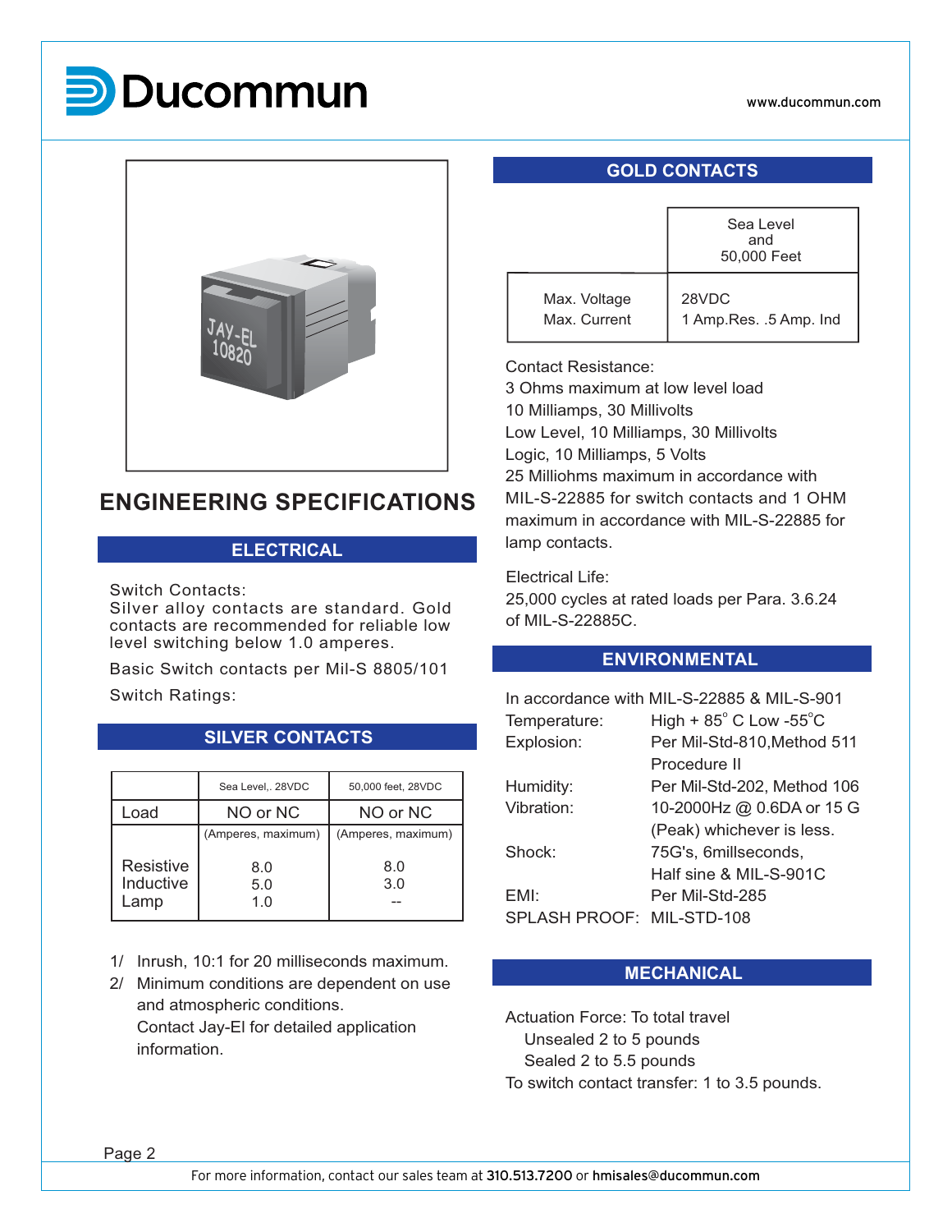# ENGINEERING SPECIFICATIONS

## ELECTRICAL

Switch Contacts:
Silver alloy contacts are standard. Gold contacts are recommended for reliable low level switching below 1.0 amperes.

Basic Switch contacts per Mil-S 8805/101

Switch Ratings:

## SILVER CONTACTS

| | Sea Level,. 28VDC | 50,000 feet, 28VDC |
|---|---|---|
| Load | NO or NC | NO or NC |
| | (Amperes, maximum) | (Amperes, maximum) |
| Resistive | 8.0 | 8.0 |
| Inductive | 5.0 | 3.0 |
| Lamp | 1.0 | -- |

1/ Inrush, 10:1 for 20 milliseconds maximum.

2/ Minimum conditions are dependent on use and atmospheric conditions. Contact Jay-El for detailed application information.

## GOLD CONTACTS

| | Sea Level and 50,000 Feet |
|---|---|
| Max. Voltage | 28VDC |
| Max. Current | 1 Amp.Res. .5 Amp. Ind |

Contact Resistance:
3 Ohms maximum at low level load
10 Milliamps, 30 Millivolts
Low Level, 10 Milliamps, 30 Millivolts
Logic, 10 Milliamps, 5 Volts
25 Milliohms maximum in accordance with MIL-S-22885 for switch contacts and 1 OHM maximum in accordance with MIL-S-22885 for lamp contacts.

Electrical Life:
25,000 cycles at rated loads per Para. 3.6.24 of MIL-S-22885C.

## ENVIRONMENTAL

In accordance with MIL-S-22885 & MIL-S-901

| | |
|---|---|
| Temperature: | High + 85° C Low -55°C |
| Explosion: | Per Mil-Std-810,Method 511 Procedure II |
| Humidity: | Per Mil-Std-202, Method 106 |
| Vibration: | 10-2000Hz @ 0.6DA or 15 G (Peak) whichever is less. |
| Shock: | 75G's, 6millseconds, Half sine & MIL-S-901C |
| EMI: | Per Mil-Std-285 |
| SPLASH PROOF: | MIL-STD-108 |

## MECHANICAL

Actuation Force: To total travel
Unsealed 2 to 5 pounds
Sealed 2 to 5.5 pounds
To switch contact transfer: 1 to 3.5 pounds.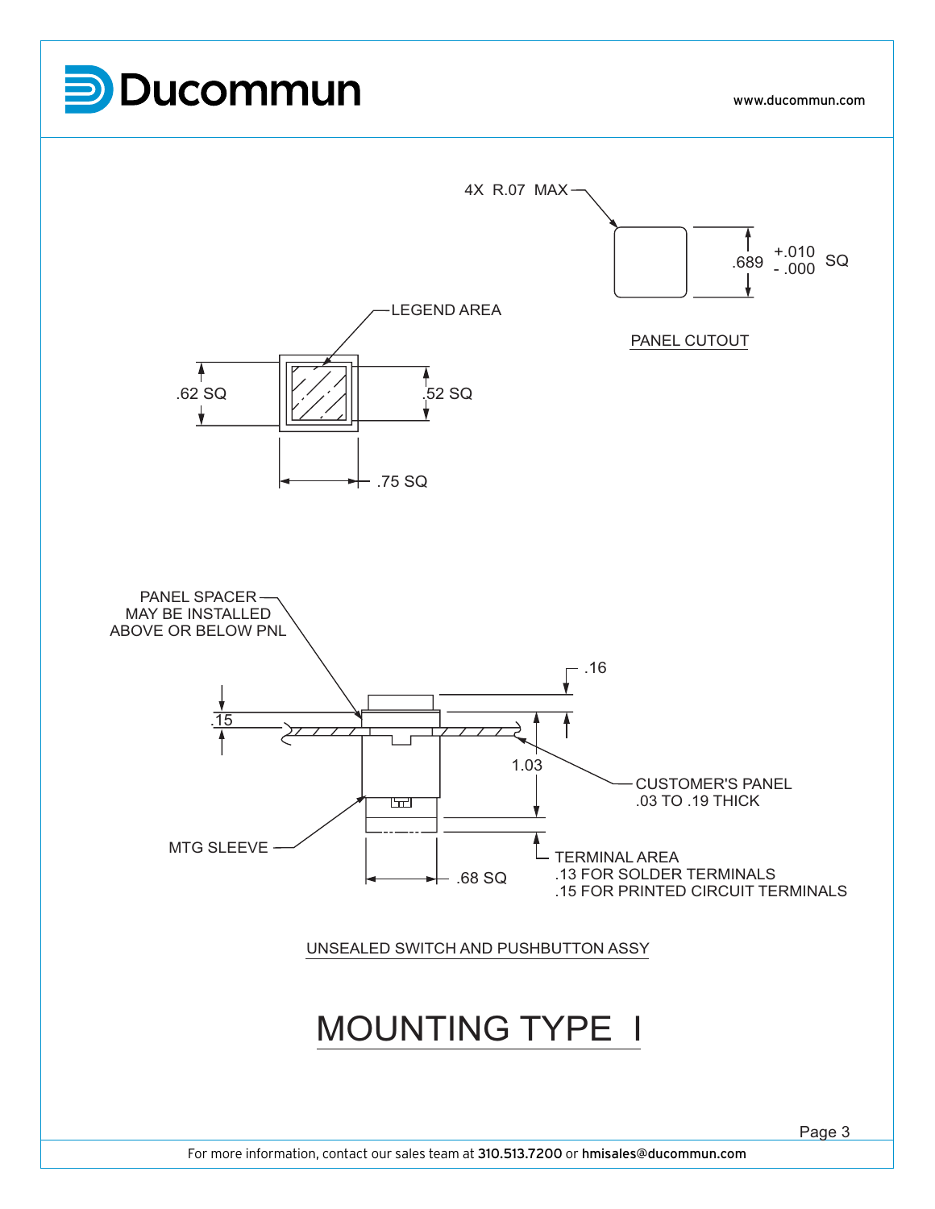4X R.07 MAX

.689 +.010 / -.000 SQ

PANEL CUTOUT

LEGEND AREA

.62 SQ

.52 SQ

.75 SQ

PANEL SPACER
MAY BE INSTALLED
ABOVE OR BELOW PNL

.16

.15

1.03

CUSTOMER'S PANEL
.03 TO .19 THICK

MTG SLEEVE

.68 SQ

TERMINAL AREA
.13 FOR SOLDER TERMINALS
.15 FOR PRINTED CIRCUIT TERMINALS

UNSEALED SWITCH AND PUSHBUTTON ASSY

# MOUNTING TYPE I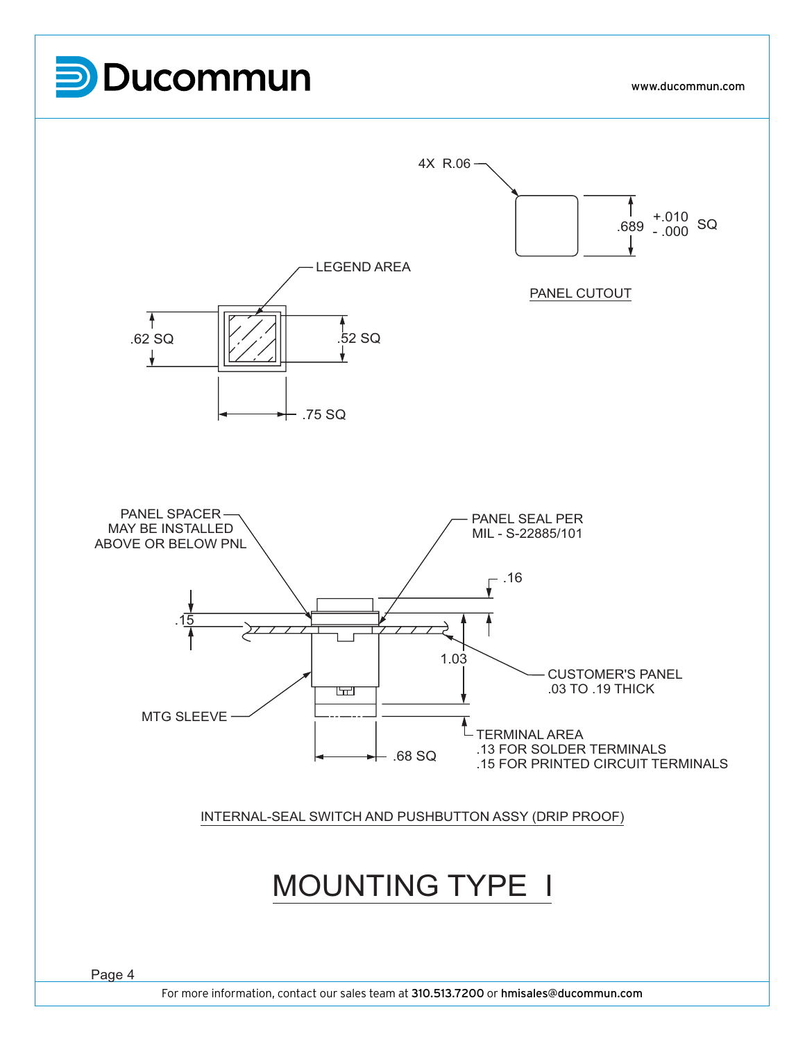4X R.06

.689 +.010 / -.000 SQ

PANEL CUTOUT

LEGEND AREA

.62 SQ

.52 SQ

.75 SQ

PANEL SPACER MAY BE INSTALLED ABOVE OR BELOW PNL

PANEL SEAL PER MIL - S-22885/101

.16

.15

1.03

CUSTOMER'S PANEL .03 TO .19 THICK

MTG SLEEVE

.68 SQ

TERMINAL AREA
.13 FOR SOLDER TERMINALS
.15 FOR PRINTED CIRCUIT TERMINALS

INTERNAL-SEAL SWITCH AND PUSHBUTTON ASSY (DRIP PROOF)

# MOUNTING TYPE I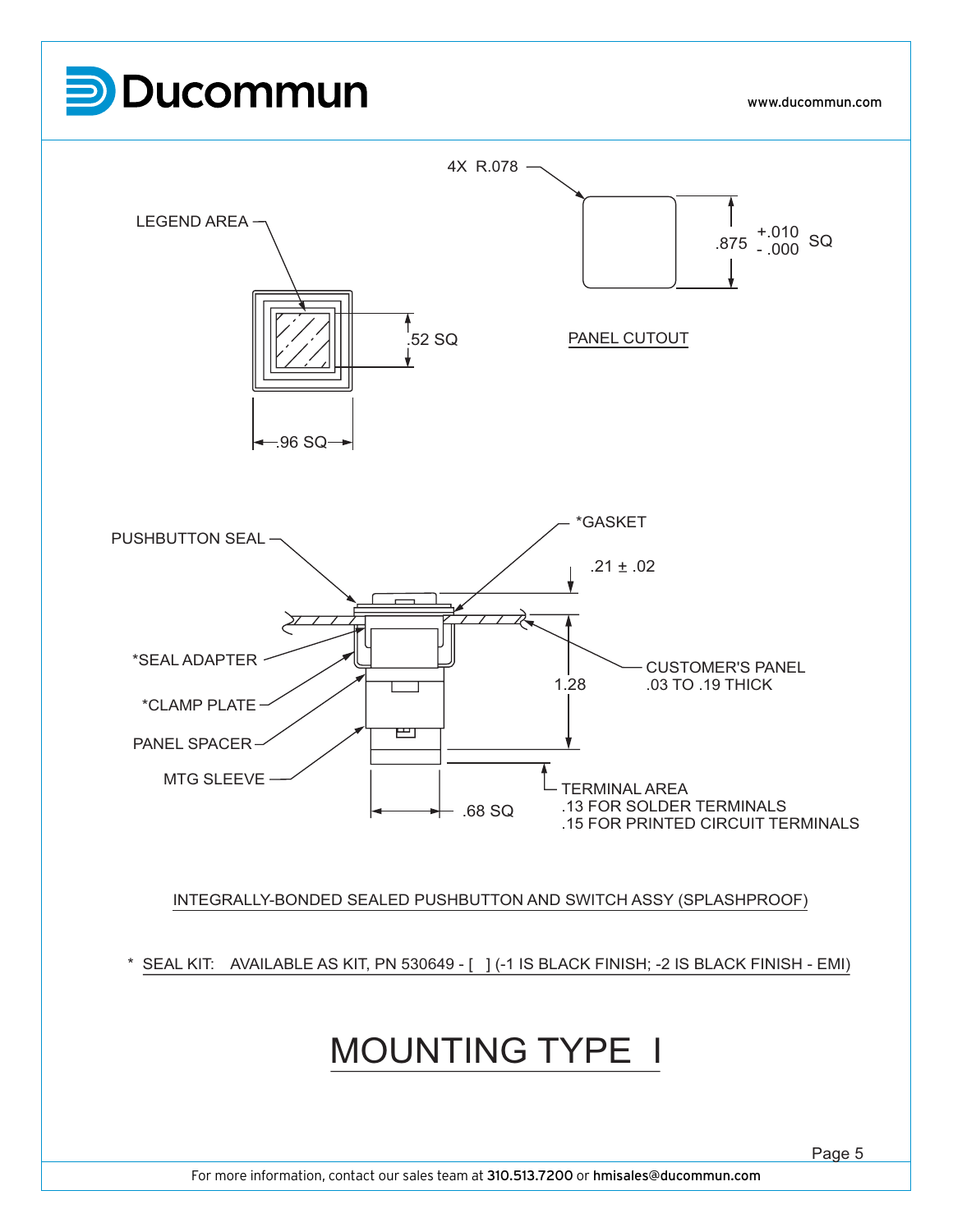LEGEND AREA

.52 SQ

.96 SQ

4X R.078

.875 +.010 / -.000 SQ

PANEL CUTOUT

PUSHBUTTON SEAL

*GASKET

.21 ± .02

*SEAL ADAPTER

*CLAMP PLATE

PANEL SPACER

MTG SLEEVE

CUSTOMER'S PANEL
.03 TO .19 THICK

1.28

.68 SQ

TERMINAL AREA
.13 FOR SOLDER TERMINALS
.15 FOR PRINTED CIRCUIT TERMINALS

INTEGRALLY-BONDED SEALED PUSHBUTTON AND SWITCH ASSY (SPLASHPROOF)

* SEAL KIT: AVAILABLE AS KIT, PN 530649 - [ ] (-1 IS BLACK FINISH; -2 IS BLACK FINISH - EMI)

# MOUNTING TYPE I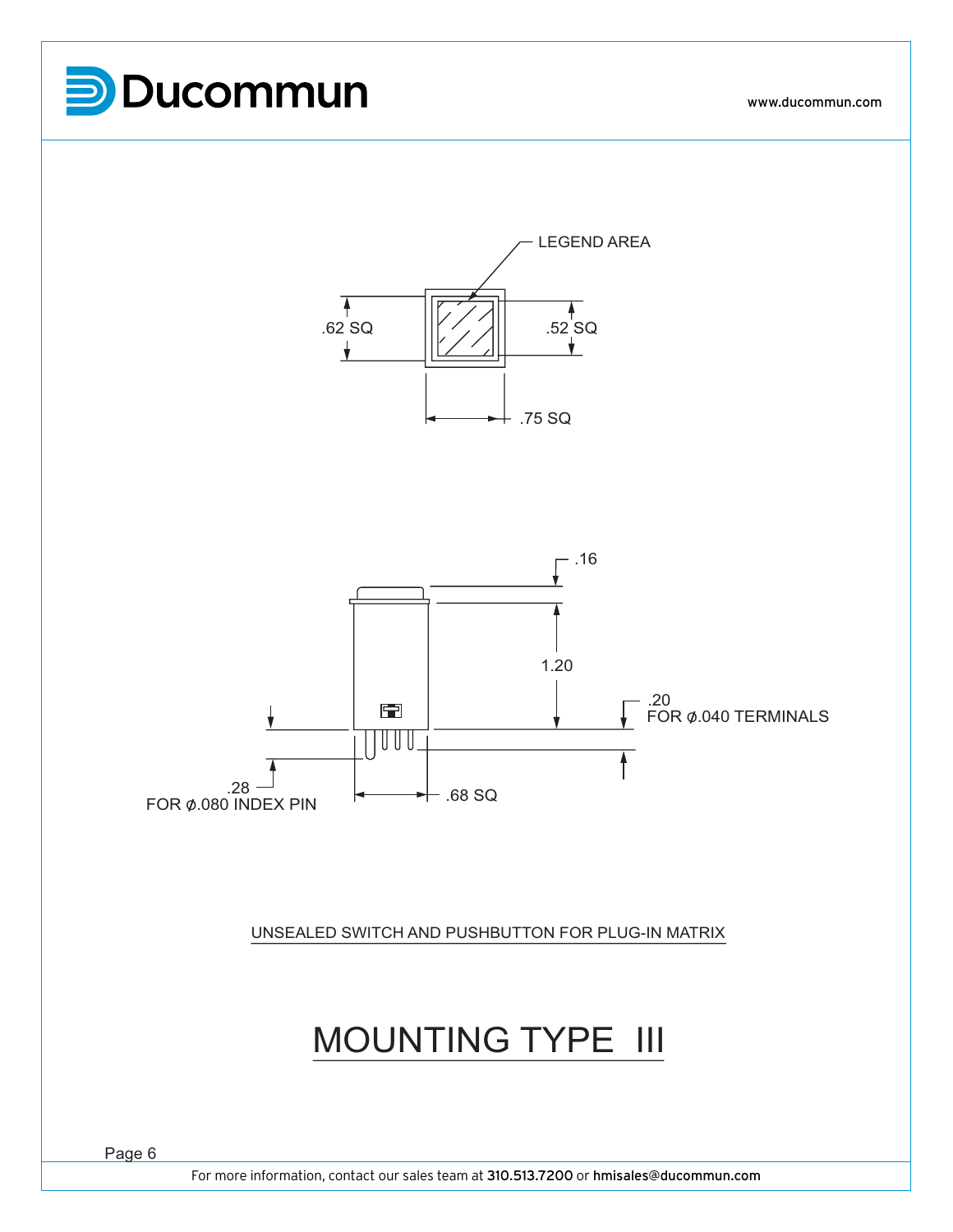LEGEND AREA

.62 SQ

.52 SQ

.75 SQ

.16

1.20

.20
FOR ⌀.040 TERMINALS

.28
FOR ⌀.080 INDEX PIN

.68 SQ

UNSEALED SWITCH AND PUSHBUTTON FOR PLUG-IN MATRIX

# MOUNTING TYPE III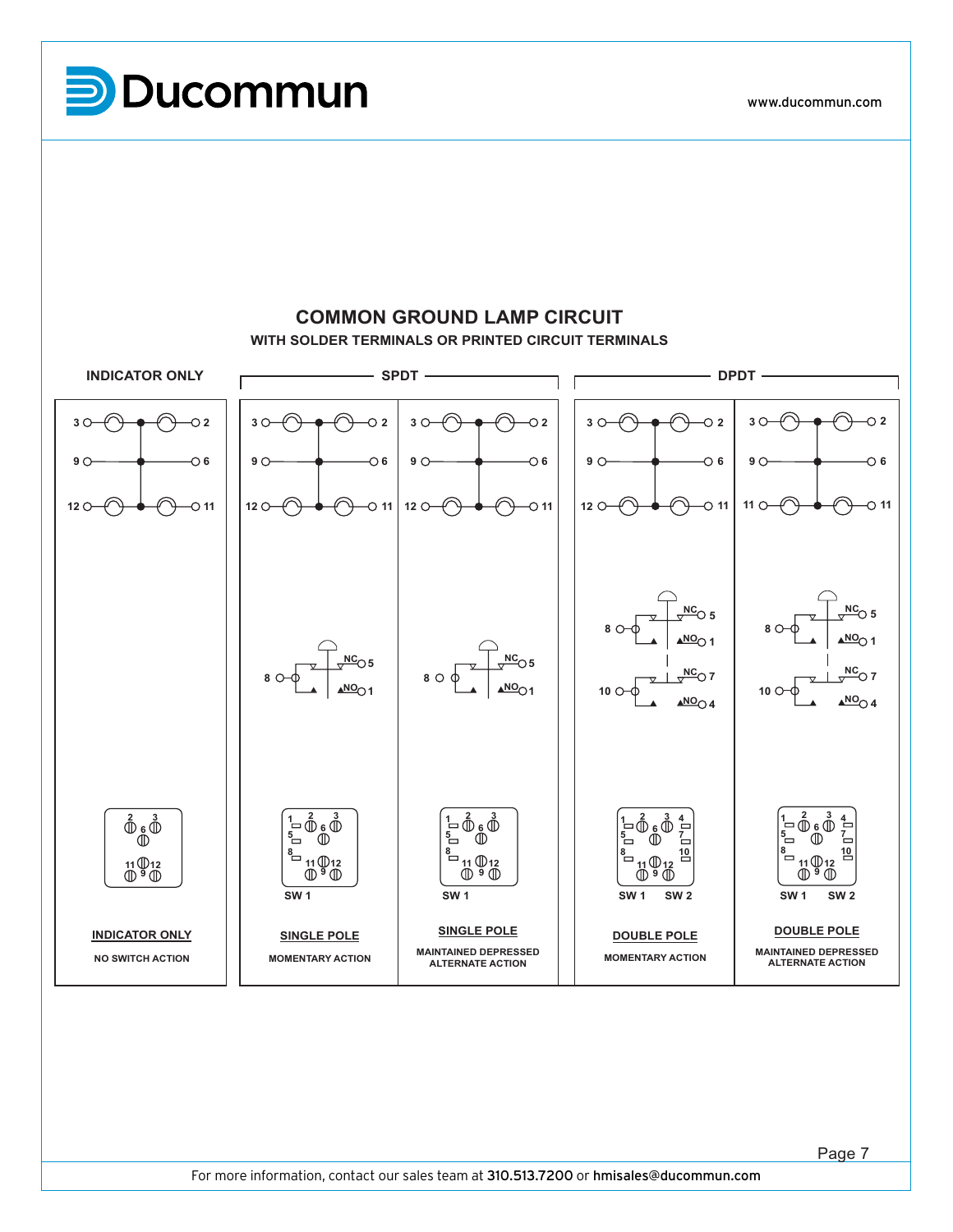# COMMON GROUND LAMP CIRCUIT

## WITH SOLDER TERMINALS OR PRINTED CIRCUIT TERMINALS

| INDICATOR ONLY | SPDT | | DPDT | |
|---|---|---|---|---|
| **INDICATOR ONLY** | **SINGLE POLE** | **SINGLE POLE** | **DOUBLE POLE** | **DOUBLE POLE** |
| NO SWITCH ACTION | MOMENTARY ACTION | MAINTAINED DEPRESSED ALTERNATE ACTION | MOMENTARY ACTION | MAINTAINED DEPRESSED ALTERNATE ACTION |
| | SW 1 | SW 1 | SW 1, SW 2 | SW 1, SW 2 |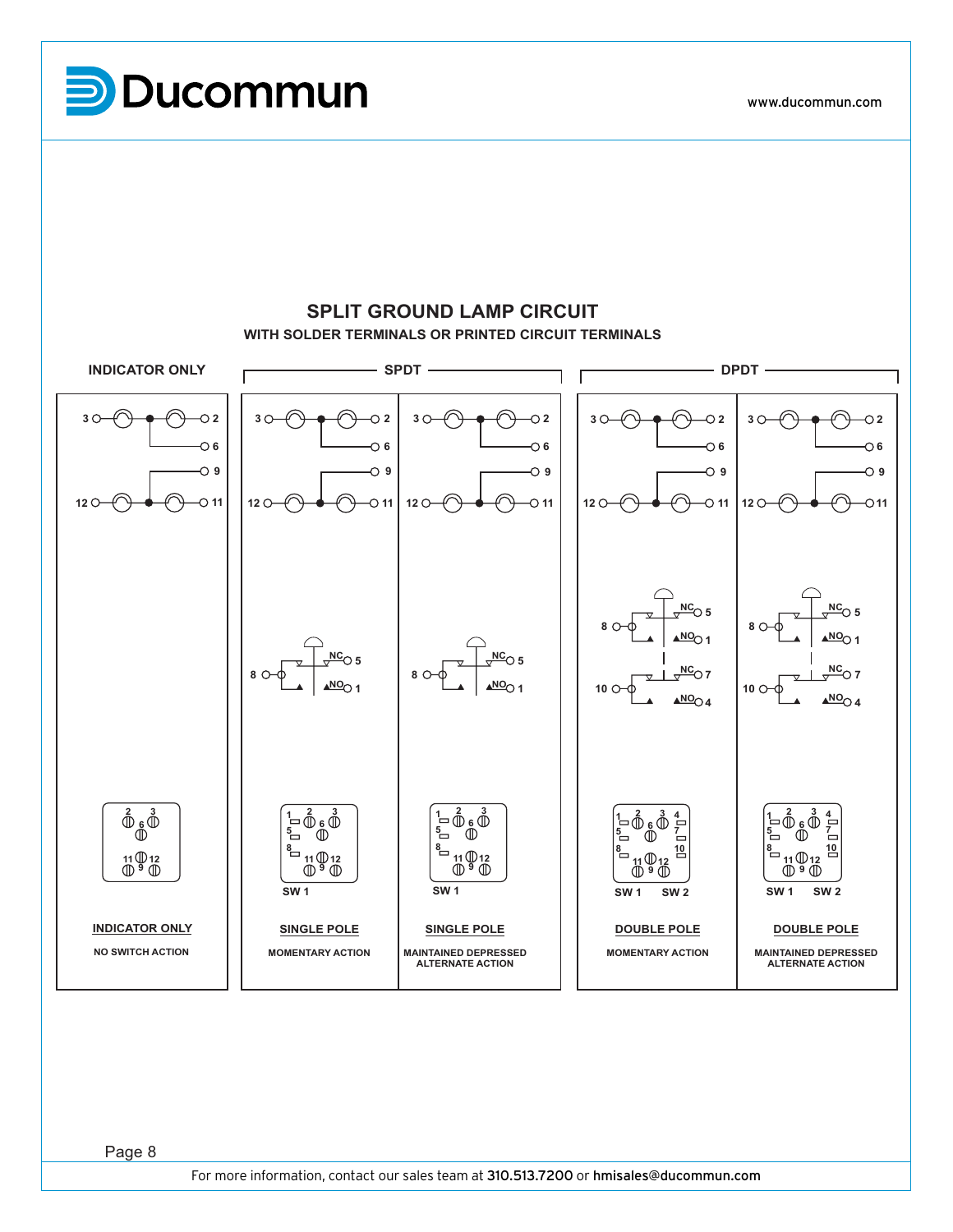## SPLIT GROUND LAMP CIRCUIT

**WITH SOLDER TERMINALS OR PRINTED CIRCUIT TERMINALS**

| INDICATOR ONLY | SPDT | | DPDT | |
|---|---|---|---|---|
| **INDICATOR ONLY** | **SINGLE POLE** | **SINGLE POLE** | **DOUBLE POLE** | **DOUBLE POLE** |
| NO SWITCH ACTION | MOMENTARY ACTION | MAINTAINED DEPRESSED ALTERNATE ACTION | MOMENTARY ACTION | MAINTAINED DEPRESSED ALTERNATE ACTION |
| | SW 1 | SW 1 | SW 1, SW 2 | SW 1, SW 2 |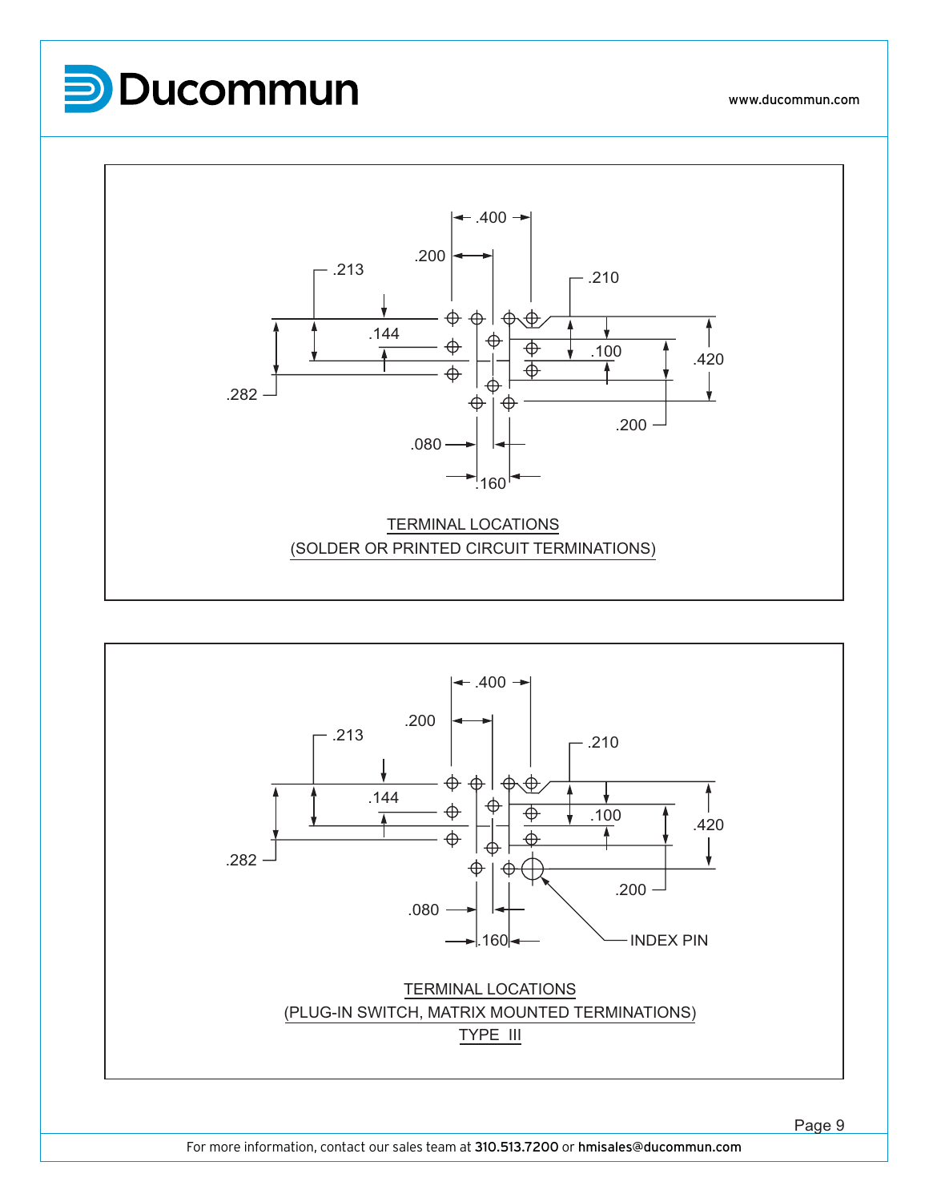.400

.200

.213

.210

.144

.100

.420

.282

.200

.080

.160

TERMINAL LOCATIONS
(SOLDER OR PRINTED CIRCUIT TERMINATIONS)

.400

.200

.213

.210

.144

.100

.420

.282

.200

.080

.160

INDEX PIN

TERMINAL LOCATIONS
(PLUG-IN SWITCH, MATRIX MOUNTED TERMINATIONS)
TYPE III

For more information, contact our sales team at **310.513.7200** or **hmisales@ducommun.com**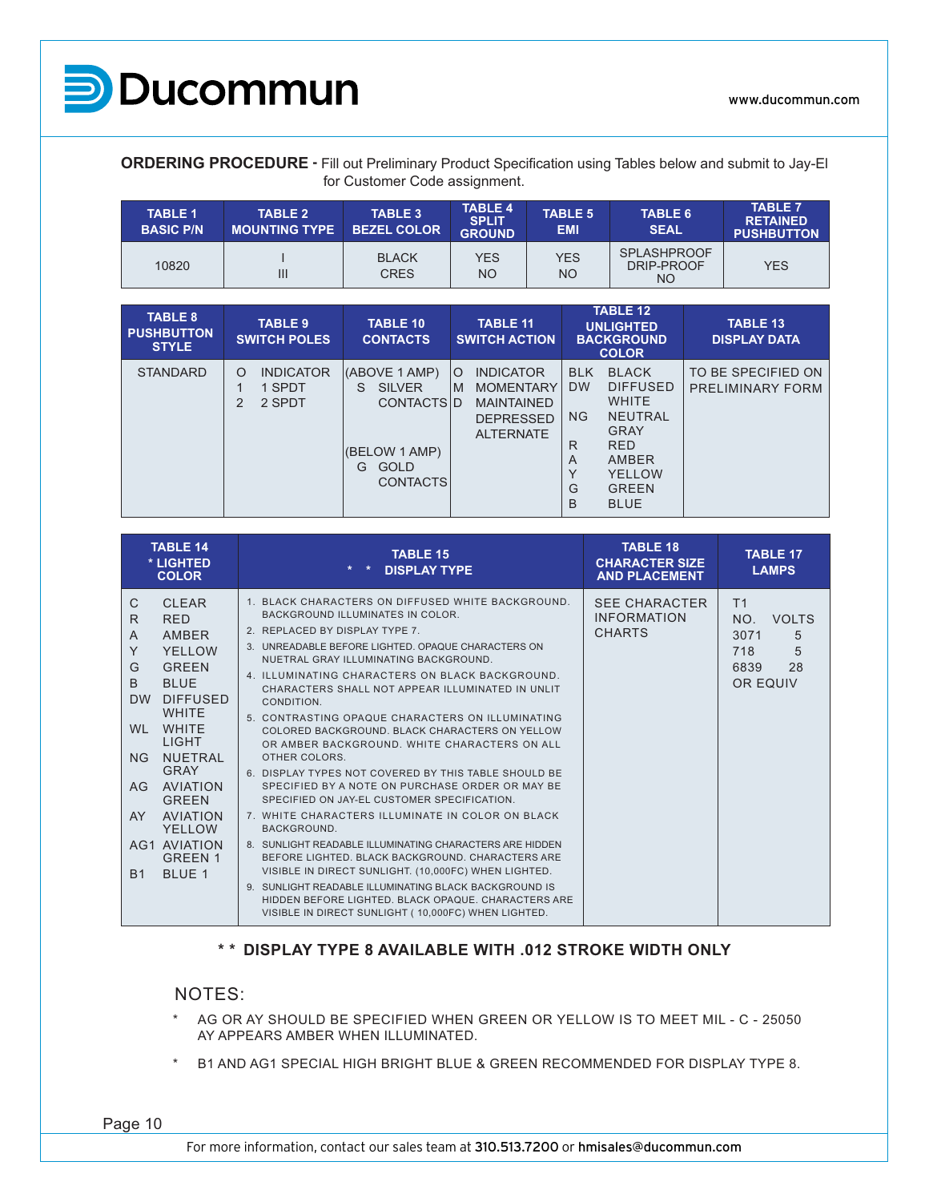**ORDERING PROCEDURE -** Fill out Preliminary Product Specification using Tables below and submit to Jay-El for Customer Code assignment.

| TABLE 1 BASIC P/N | TABLE 2 MOUNTING TYPE | TABLE 3 BEZEL COLOR | TABLE 4 SPLIT GROUND | TABLE 5 EMI | TABLE 6 SEAL | TABLE 7 RETAINED PUSHBUTTON |
|---|---|---|---|---|---|---|
| 10820 | I<br>III | BLACK<br>CRES | YES<br>NO | YES<br>NO | SPLASHPROOF<br>DRIP-PROOF<br>NO | YES |

| TABLE 8 PUSHBUTTON STYLE | TABLE 9 SWITCH POLES | TABLE 10 CONTACTS | TABLE 11 SWITCH ACTION | TABLE 12 UNLIGHTED BACKGROUND COLOR | TABLE 13 DISPLAY DATA |
|---|---|---|---|---|---|
| STANDARD | O INDICATOR<br>1 1 SPDT<br>2 2 SPDT | (ABOVE 1 AMP)<br>S SILVER CONTACTS<br><br>(BELOW 1 AMP)<br>G GOLD CONTACTS | O INDICATOR<br>M MOMENTARY<br>D MAINTAINED DEPRESSED ALTERNATE | BLK BLACK<br>DW DIFFUSED WHITE<br>NG NEUTRAL GRAY<br>R RED<br>A AMBER<br>Y YELLOW<br>G GREEN<br>B BLUE | TO BE SPECIFIED ON PRELIMINARY FORM |

| TABLE 14 * LIGHTED COLOR | TABLE 15 * * DISPLAY TYPE | TABLE 18 CHARACTER SIZE AND PLACEMENT | TABLE 17 LAMPS |
|---|---|---|---|
| C CLEAR<br>R RED<br>A AMBER<br>Y YELLOW<br>G GREEN<br>B BLUE<br>DW DIFFUSED WHITE<br>WL WHITE LIGHT<br>NG NUETRAL GRAY<br>AG AVIATION GREEN<br>AY AVIATION YELLOW<br>AG1 AVIATION GREEN 1<br>B1 BLUE 1 | 1. BLACK CHARACTERS ON DIFFUSED WHITE BACKGROUND. BACKGROUND ILLUMINATES IN COLOR.<br>2. REPLACED BY DISPLAY TYPE 7.<br>3. UNREADABLE BEFORE LIGHTED. OPAQUE CHARACTERS ON NUETRAL GRAY ILLUMINATING BACKGROUND.<br>4. ILLUMINATING CHARACTERS ON BLACK BACKGROUND. CHARACTERS SHALL NOT APPEAR ILLUMINATED IN UNLIT CONDITION.<br>5. CONTRASTING OPAQUE CHARACTERS ON ILLUMINATING COLORED BACKGROUND. BLACK CHARACTERS ON YELLOW OR AMBER BACKGROUND. WHITE CHARACTERS ON ALL OTHER COLORS.<br>6. DISPLAY TYPES NOT COVERED BY THIS TABLE SHOULD BE SPECIFIED BY A NOTE ON PURCHASE ORDER OR MAY BE SPECIFIED ON JAY-EL CUSTOMER SPECIFICATION.<br>7. WHITE CHARACTERS ILLUMINATE IN COLOR ON BLACK BACKGROUND.<br>8. SUNLIGHT READABLE ILLUMINATING CHARACTERS ARE HIDDEN BEFORE LIGHTED. BLACK BACKGROUND. CHARACTERS ARE VISIBLE IN DIRECT SUNLIGHT. (10,000FC) WHEN LIGHTED.<br>9. SUNLIGHT READABLE ILLUMINATING BLACK BACKGROUND IS HIDDEN BEFORE LIGHTED. BLACK OPAQUE. CHARACTERS ARE VISIBLE IN DIRECT SUNLIGHT ( 10,000FC) WHEN LIGHTED. | SEE CHARACTER INFORMATION CHARTS | T1<br>NO. VOLTS<br>3071 5<br>718 5<br>6839 28<br>OR EQUIV |

**\* \* DISPLAY TYPE 8 AVAILABLE WITH .012 STROKE WIDTH ONLY**

NOTES:

- \* AG OR AY SHOULD BE SPECIFIED WHEN GREEN OR YELLOW IS TO MEET MIL - C - 25050 AY APPEARS AMBER WHEN ILLUMINATED.
- \* B1 AND AG1 SPECIAL HIGH BRIGHT BLUE & GREEN RECOMMENDED FOR DISPLAY TYPE 8.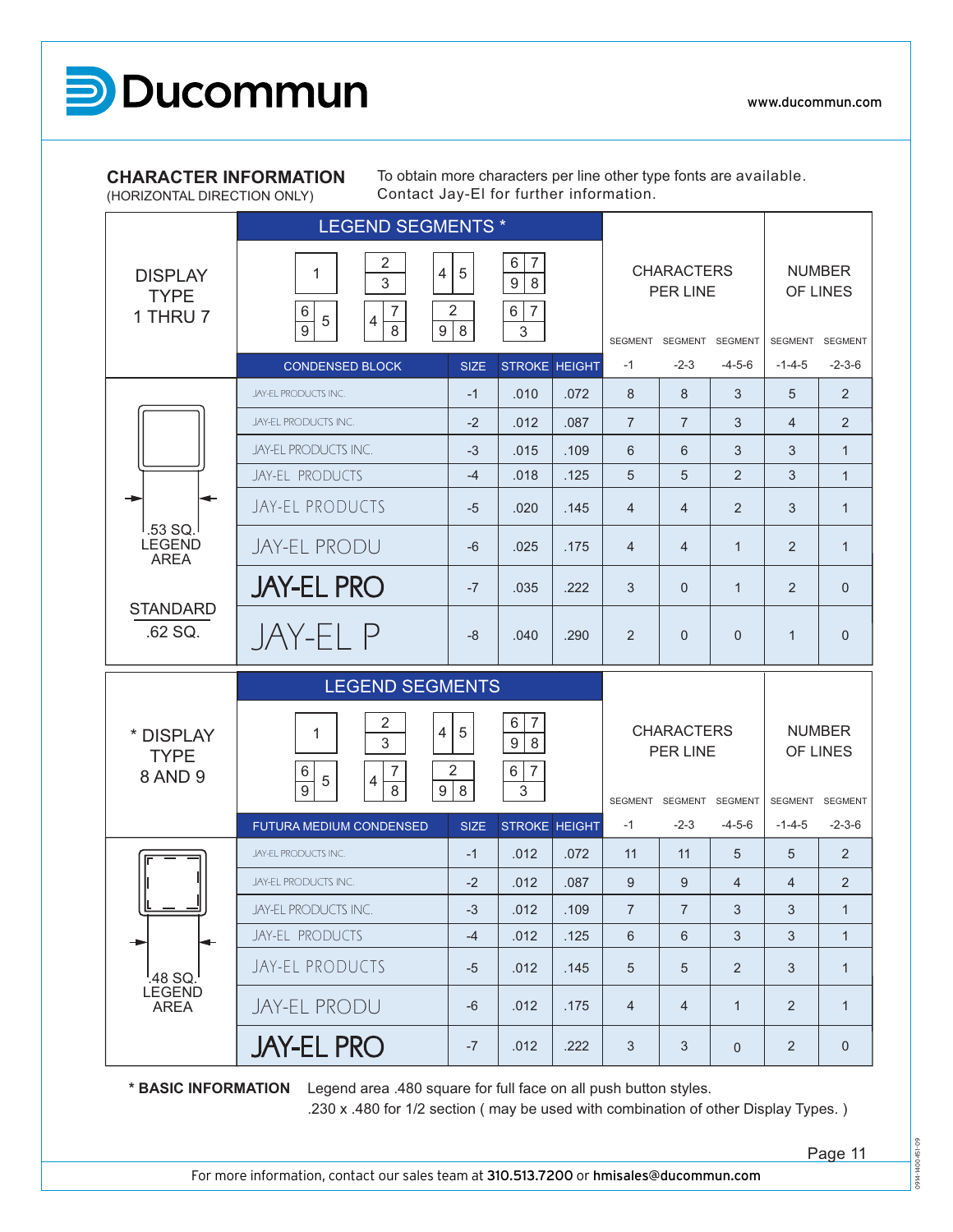Ducommun

www.ducommun.com

## CHARACTER INFORMATION

(HORIZONTAL DIRECTION ONLY)

To obtain more characters per line other type fonts are available. Contact Jay-El for further information.

DISPLAY TYPE 1 THRU 7

LEGEND SEGMENTS *

.53 SQ. LEGEND AREA

STANDARD .62 SQ.

| CONDENSED BLOCK | SIZE | STROKE | HEIGHT | CHARACTERS PER LINE SEGMENT -1 | CHARACTERS PER LINE SEGMENT -2-3 | CHARACTERS PER LINE SEGMENT -4-5-6 | NUMBER OF LINES SEGMENT -1-4-5 | NUMBER OF LINES SEGMENT -2-3-6 |
|---|---|---|---|---|---|---|---|---|
| JAY-EL PRODUCTS INC. | -1 | .010 | .072 | 8 | 8 | 3 | 5 | 2 |
| JAY-EL PRODUCTS INC. | -2 | .012 | .087 | 7 | 7 | 3 | 4 | 2 |
| JAY-EL PRODUCTS INC. | -3 | .015 | .109 | 6 | 6 | 3 | 3 | 1 |
| JAY-EL PRODUCTS | -4 | .018 | .125 | 5 | 5 | 2 | 3 | 1 |
| JAY-EL PRODUCTS | -5 | .020 | .145 | 4 | 4 | 2 | 3 | 1 |
| JAY-EL PRODU | -6 | .025 | .175 | 4 | 4 | 1 | 2 | 1 |
| JAY-EL PRO | -7 | .035 | .222 | 3 | 0 | 1 | 2 | 0 |
| JAY-EL P | -8 | .040 | .290 | 2 | 0 | 0 | 1 | 0 |

* DISPLAY TYPE 8 AND 9

LEGEND SEGMENTS

.48 SQ. LEGEND AREA

| FUTURA MEDIUM CONDENSED | SIZE | STROKE | HEIGHT | CHARACTERS PER LINE SEGMENT -1 | CHARACTERS PER LINE SEGMENT -2-3 | CHARACTERS PER LINE SEGMENT -4-5-6 | NUMBER OF LINES SEGMENT -1-4-5 | NUMBER OF LINES SEGMENT -2-3-6 |
|---|---|---|---|---|---|---|---|---|
| JAY-EL PRODUCTS INC. | -1 | .012 | .072 | 11 | 11 | 5 | 5 | 2 |
| JAY-EL PRODUCTS INC. | -2 | .012 | .087 | 9 | 9 | 4 | 4 | 2 |
| JAY-EL PRODUCTS INC. | -3 | .012 | .109 | 7 | 7 | 3 | 3 | 1 |
| JAY-EL PRODUCTS | -4 | .012 | .125 | 6 | 6 | 3 | 3 | 1 |
| JAY-EL PRODUCTS | -5 | .012 | .145 | 5 | 5 | 2 | 3 | 1 |
| JAY-EL PRODU | -6 | .012 | .175 | 4 | 4 | 1 | 2 | 1 |
| JAY-EL PRO | -7 | .012 | .222 | 3 | 3 | 0 | 2 | 0 |

**\* BASIC INFORMATION** Legend area .480 square for full face on all push button styles. .230 x .480 for 1/2 section ( may be used with combination of other Display Types. )

For more information, contact our sales team at **310.513.7200** or **hmisales@ducommun.com**